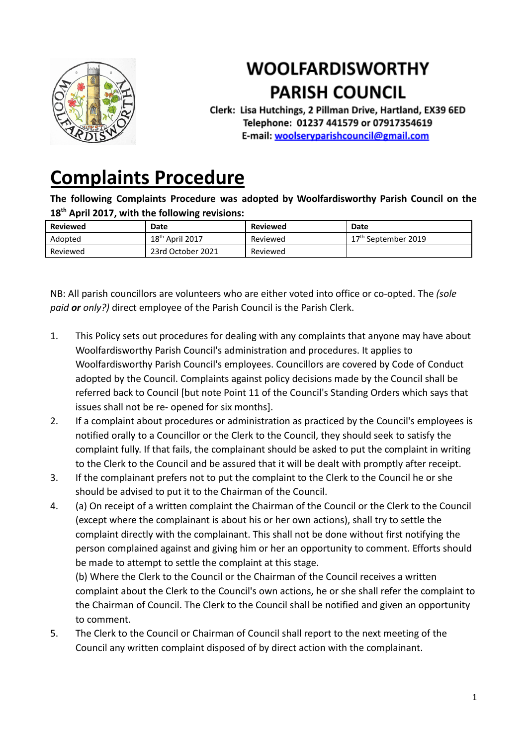# WOOLFARDISWORTHY PARISH COUNCIL

**Clerk: Lisa Hutchings, 2 Pillman Drive, Hartland, EX39 6ED**
**Telephone: 01237 441579 or 07917354619**
**E-mail: woolseryparishcouncil@gmail.com**

# Complaints Procedure

**The following Complaints Procedure was adopted by Woolfardisworthy Parish Council on the 18th April 2017, with the following revisions:**

| Reviewed | Date | Reviewed | Date |
|---|---|---|---|
| Adopted | 18th April 2017 | Reviewed | 17th September 2019 |
| Reviewed | 23rd October 2021 | Reviewed | |

NB: All parish councillors are volunteers who are either voted into office or co-opted. The *(sole paid **or** only?)* direct employee of the Parish Council is the Parish Clerk.

1. This Policy sets out procedures for dealing with any complaints that anyone may have about Woolfardisworthy Parish Council's administration and procedures. It applies to Woolfardisworthy Parish Council's employees. Councillors are covered by Code of Conduct adopted by the Council. Complaints against policy decisions made by the Council shall be referred back to Council [but note Point 11 of the Council's Standing Orders which says that issues shall not be re- opened for six months].
2. If a complaint about procedures or administration as practiced by the Council's employees is notified orally to a Councillor or the Clerk to the Council, they should seek to satisfy the complaint fully. If that fails, the complainant should be asked to put the complaint in writing to the Clerk to the Council and be assured that it will be dealt with promptly after receipt.
3. If the complainant prefers not to put the complaint to the Clerk to the Council he or she should be advised to put it to the Chairman of the Council.
4. (a) On receipt of a written complaint the Chairman of the Council or the Clerk to the Council (except where the complainant is about his or her own actions), shall try to settle the complaint directly with the complainant. This shall not be done without first notifying the person complained against and giving him or her an opportunity to comment. Efforts should be made to attempt to settle the complaint at this stage.
   (b) Where the Clerk to the Council or the Chairman of the Council receives a written complaint about the Clerk to the Council's own actions, he or she shall refer the complaint to the Chairman of Council. The Clerk to the Council shall be notified and given an opportunity to comment.
5. The Clerk to the Council or Chairman of Council shall report to the next meeting of the Council any written complaint disposed of by direct action with the complainant.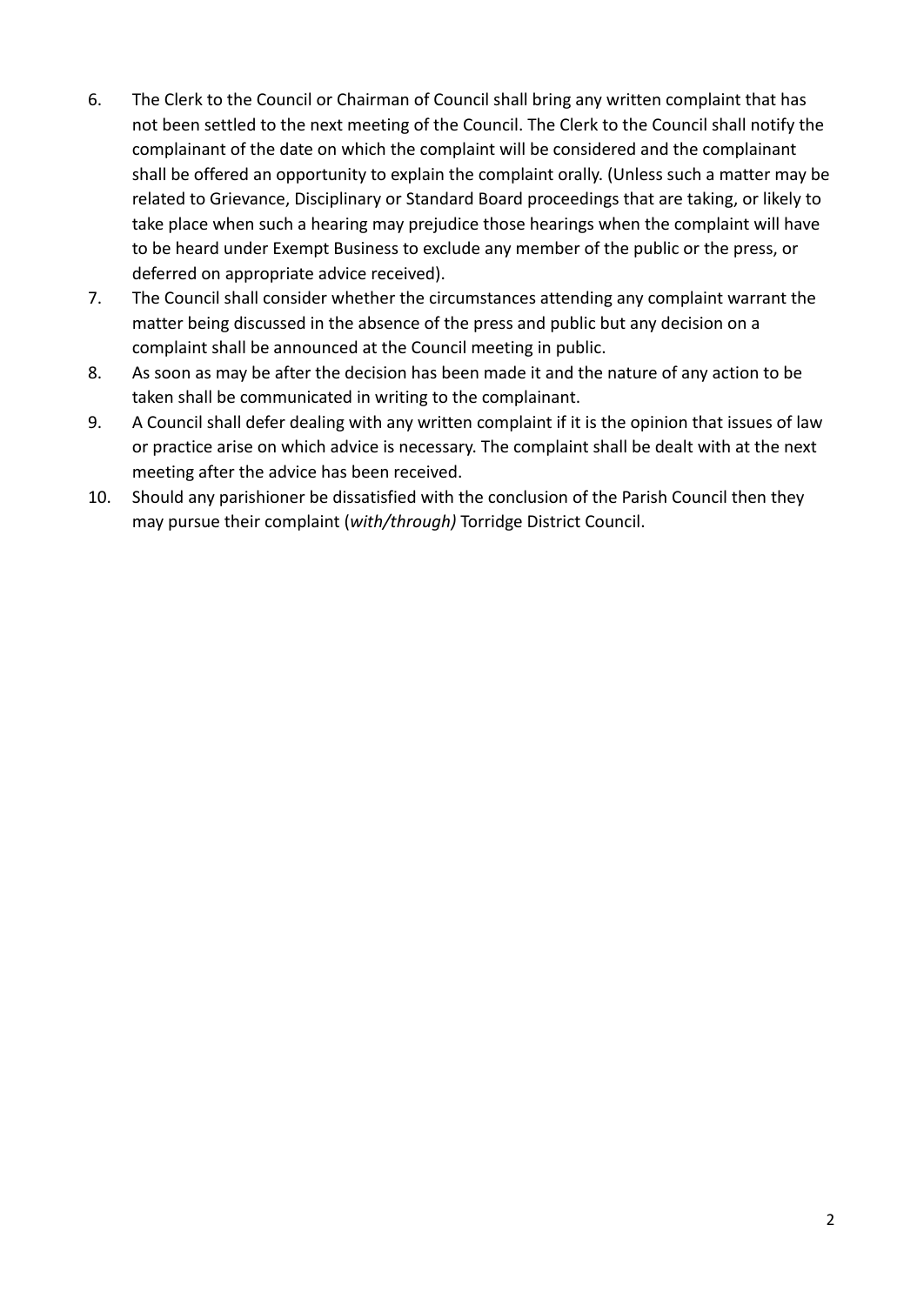6. The Clerk to the Council or Chairman of Council shall bring any written complaint that has not been settled to the next meeting of the Council. The Clerk to the Council shall notify the complainant of the date on which the complaint will be considered and the complainant shall be offered an opportunity to explain the complaint orally. (Unless such a matter may be related to Grievance, Disciplinary or Standard Board proceedings that are taking, or likely to take place when such a hearing may prejudice those hearings when the complaint will have to be heard under Exempt Business to exclude any member of the public or the press, or deferred on appropriate advice received).
7. The Council shall consider whether the circumstances attending any complaint warrant the matter being discussed in the absence of the press and public but any decision on a complaint shall be announced at the Council meeting in public.
8. As soon as may be after the decision has been made it and the nature of any action to be taken shall be communicated in writing to the complainant.
9. A Council shall defer dealing with any written complaint if it is the opinion that issues of law or practice arise on which advice is necessary. The complaint shall be dealt with at the next meeting after the advice has been received.
10. Should any parishioner be dissatisfied with the conclusion of the Parish Council then they may pursue their complaint (*with/through)* Torridge District Council.